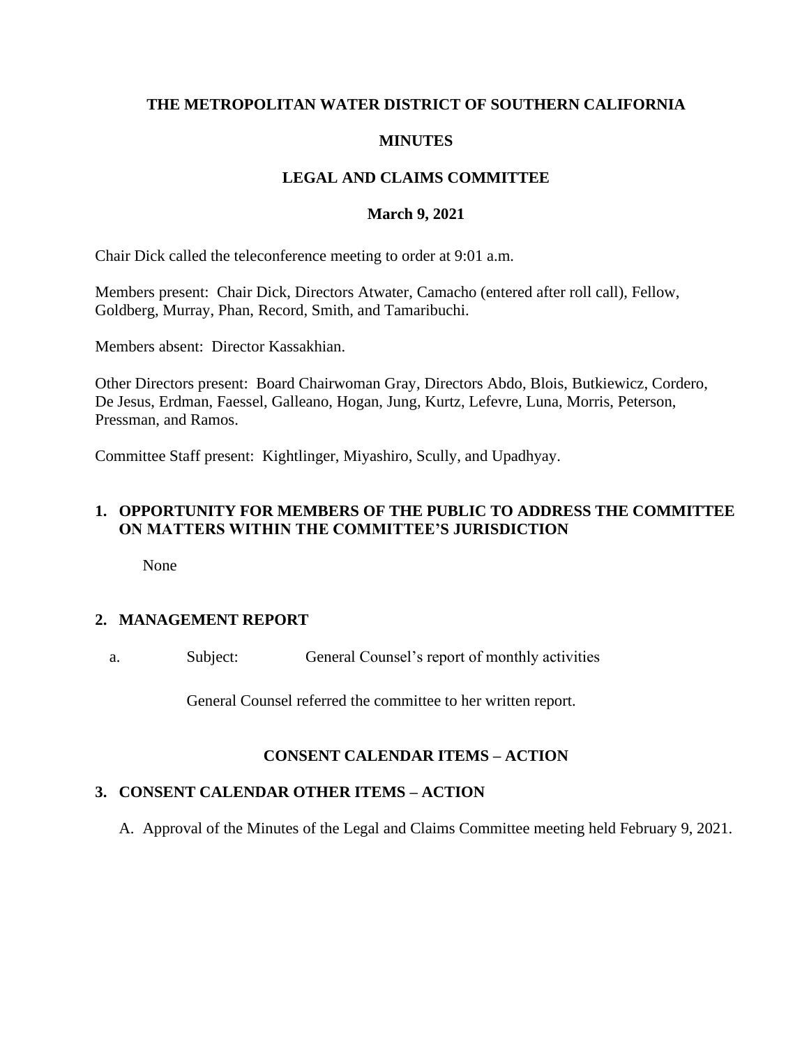**THE METROPOLITAN WATER DISTRICT OF SOUTHERN CALIFORNIA**

**MINUTES**

**LEGAL AND CLAIMS COMMITTEE**

**March 9, 2021**

Chair Dick called the teleconference meeting to order at 9:01 a.m.

Members present: Chair Dick, Directors Atwater, Camacho (entered after roll call), Fellow, Goldberg, Murray, Phan, Record, Smith, and Tamaribuchi.

Members absent: Director Kassakhian.

Other Directors present: Board Chairwoman Gray, Directors Abdo, Blois, Butkiewicz, Cordero, De Jesus, Erdman, Faessel, Galleano, Hogan, Jung, Kurtz, Lefevre, Luna, Morris, Peterson, Pressman, and Ramos.

Committee Staff present: Kightlinger, Miyashiro, Scully, and Upadhyay.

## 1. OPPORTUNITY FOR MEMBERS OF THE PUBLIC TO ADDRESS THE COMMITTEE ON MATTERS WITHIN THE COMMITTEE'S JURISDICTION

None

## 2. MANAGEMENT REPORT

a. Subject: General Counsel's report of monthly activities

General Counsel referred the committee to her written report.

**CONSENT CALENDAR ITEMS – ACTION**

## 3. CONSENT CALENDAR OTHER ITEMS – ACTION

A. Approval of the Minutes of the Legal and Claims Committee meeting held February 9, 2021.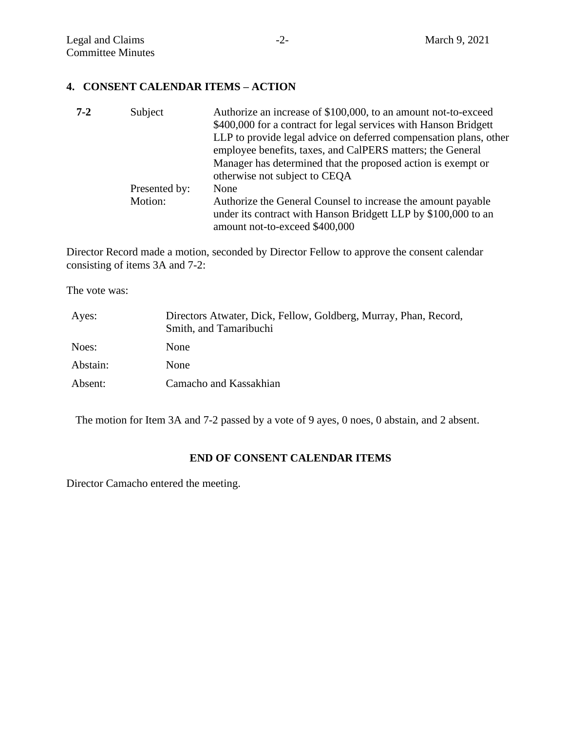## 4. CONSENT CALENDAR ITEMS – ACTION

| | | |
|---|---|---|
| **7-2** | Subject | Authorize an increase of $100,000, to an amount not-to-exceed $400,000 for a contract for legal services with Hanson Bridgett LLP to provide legal advice on deferred compensation plans, other employee benefits, taxes, and CalPERS matters; the General Manager has determined that the proposed action is exempt or otherwise not subject to CEQA |
| | Presented by: | None |
| | Motion: | Authorize the General Counsel to increase the amount payable under its contract with Hanson Bridgett LLP by $100,000 to an amount not-to-exceed $400,000 |

Director Record made a motion, seconded by Director Fellow to approve the consent calendar consisting of items 3A and 7-2:

The vote was:

| | |
|---|---|
| Ayes: | Directors Atwater, Dick, Fellow, Goldberg, Murray, Phan, Record, Smith, and Tamaribuchi |
| Noes: | None |
| Abstain: | None |
| Absent: | Camacho and Kassakhian |

The motion for Item 3A and 7-2 passed by a vote of 9 ayes, 0 noes, 0 abstain, and 2 absent.

**END OF CONSENT CALENDAR ITEMS**

Director Camacho entered the meeting.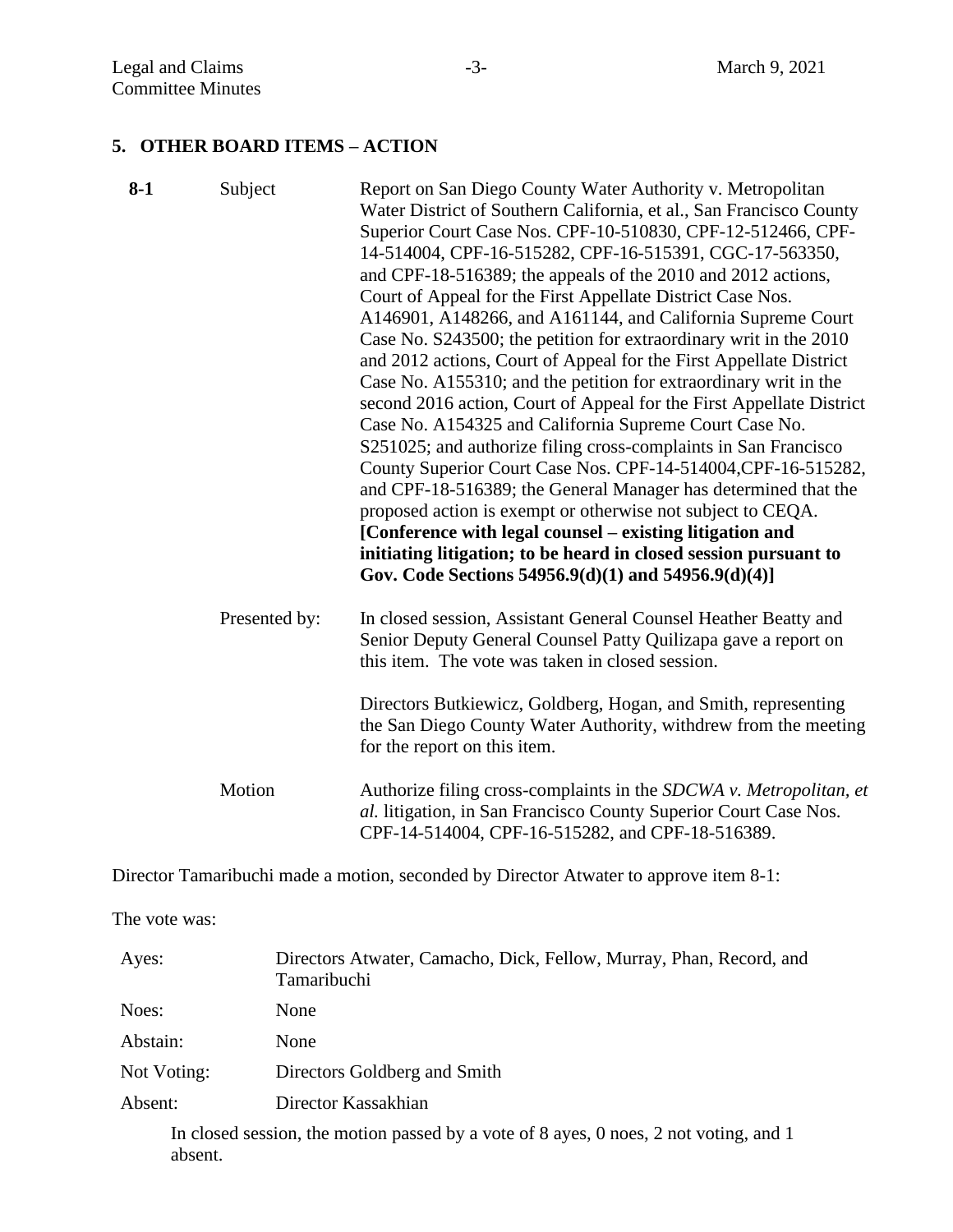## 5. OTHER BOARD ITEMS – ACTION

| | | |
|---|---|---|
| **8-1** | Subject | Report on San Diego County Water Authority v. Metropolitan Water District of Southern California, et al., San Francisco County Superior Court Case Nos. CPF-10-510830, CPF-12-512466, CPF-14-514004, CPF-16-515282, CPF-16-515391, CGC-17-563350, and CPF-18-516389; the appeals of the 2010 and 2012 actions, Court of Appeal for the First Appellate District Case Nos. A146901, A148266, and A161144, and California Supreme Court Case No. S243500; the petition for extraordinary writ in the 2010 and 2012 actions, Court of Appeal for the First Appellate District Case No. A155310; and the petition for extraordinary writ in the second 2016 action, Court of Appeal for the First Appellate District Case No. A154325 and California Supreme Court Case No. S251025; and authorize filing cross-complaints in San Francisco County Superior Court Case Nos. CPF-14-514004,CPF-16-515282, and CPF-18-516389; the General Manager has determined that the proposed action is exempt or otherwise not subject to CEQA. **[Conference with legal counsel – existing litigation and initiating litigation; to be heard in closed session pursuant to Gov. Code Sections 54956.9(d)(1) and 54956.9(d)(4)]** |
| | Presented by: | In closed session, Assistant General Counsel Heather Beatty and Senior Deputy General Counsel Patty Quilizapa gave a report on this item. The vote was taken in closed session.<br><br>Directors Butkiewicz, Goldberg, Hogan, and Smith, representing the San Diego County Water Authority, withdrew from the meeting for the report on this item. |
| | Motion | Authorize filing cross-complaints in the *SDCWA v. Metropolitan, et al.* litigation, in San Francisco County Superior Court Case Nos. CPF-14-514004, CPF-16-515282, and CPF-18-516389. |

Director Tamaribuchi made a motion, seconded by Director Atwater to approve item 8-1:

The vote was:

| | |
|---|---|
| Ayes: | Directors Atwater, Camacho, Dick, Fellow, Murray, Phan, Record, and Tamaribuchi |
| Noes: | None |
| Abstain: | None |
| Not Voting: | Directors Goldberg and Smith |
| Absent: | Director Kassakhian |

In closed session, the motion passed by a vote of 8 ayes, 0 noes, 2 not voting, and 1 absent.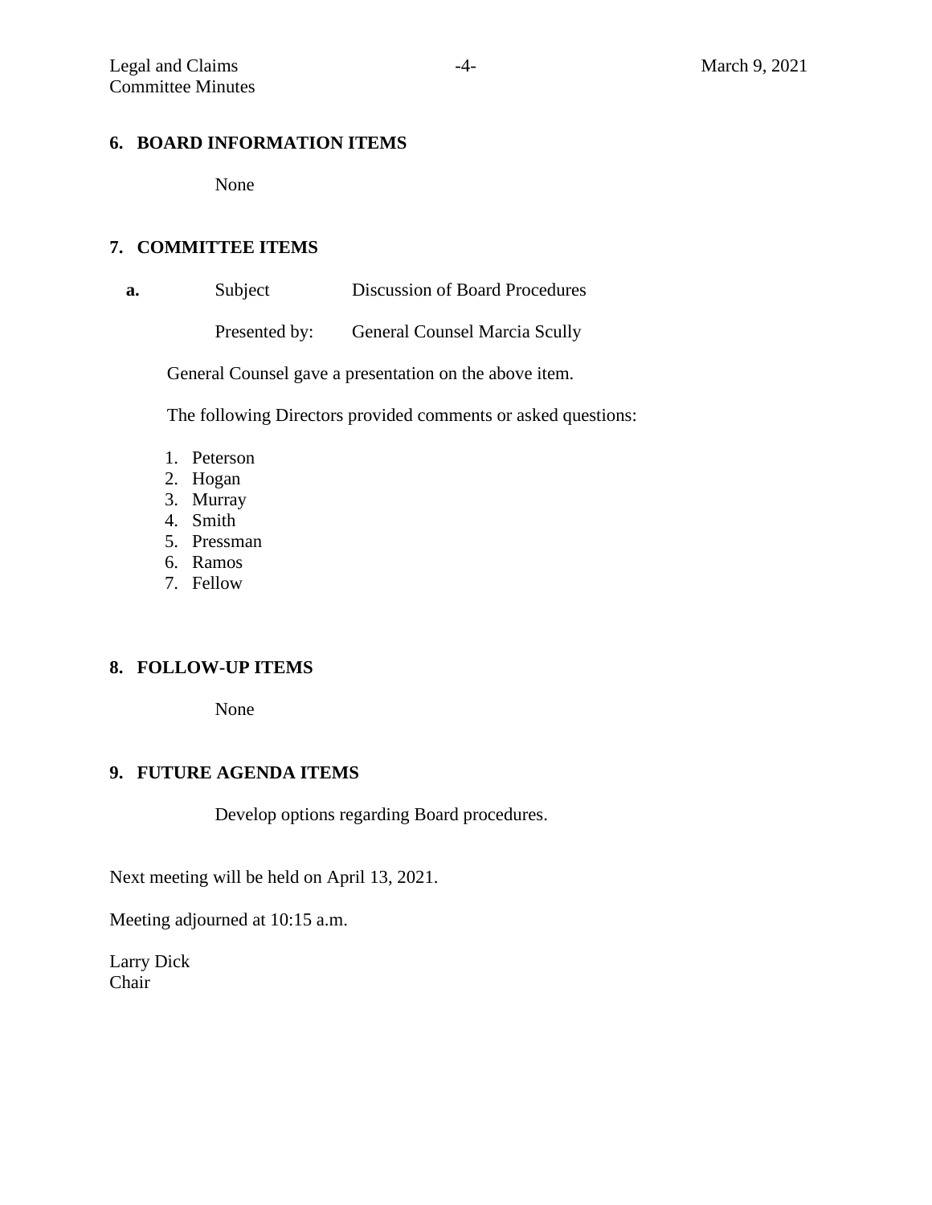## 6. BOARD INFORMATION ITEMS

None

## 7. COMMITTEE ITEMS

**a.** Subject: Discussion of Board Procedures

Presented by: General Counsel Marcia Scully

General Counsel gave a presentation on the above item.

The following Directors provided comments or asked questions:

1. Peterson
2. Hogan
3. Murray
4. Smith
5. Pressman
6. Ramos
7. Fellow

## 8. FOLLOW-UP ITEMS

None

## 9. FUTURE AGENDA ITEMS

Develop options regarding Board procedures.

Next meeting will be held on April 13, 2021.

Meeting adjourned at 10:15 a.m.

Larry Dick
Chair